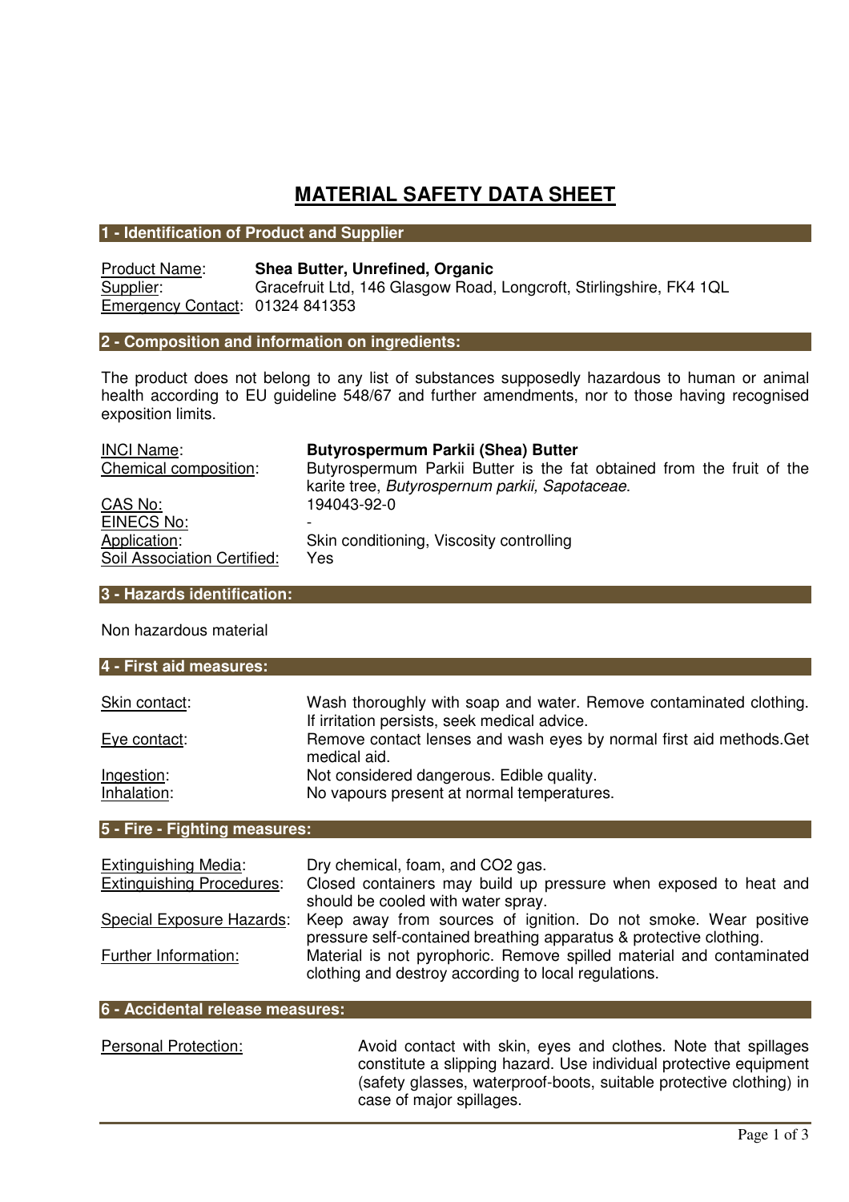# MATERIAL SAFETY DATA SHEET

## 1 - Identification of Product and Supplier

Product Name: **Shea Butter, Unrefined, Organic**
Supplier: Gracefruit Ltd, 146 Glasgow Road, Longcroft, Stirlingshire, FK4 1QL
Emergency Contact: 01324 841353

## 2 - Composition and information on ingredients:

The product does not belong to any list of substances supposedly hazardous to human or animal health according to EU guideline 548/67 and further amendments, nor to those having recognised exposition limits.

| | |
|---|---|
| INCI Name: | **Butyrospermum Parkii (Shea) Butter** |
| Chemical composition: | Butyrospermum Parkii Butter is the fat obtained from the fruit of the karite tree, *Butyrospernum parkii, Sapotaceae*. |
| CAS No: | 194043-92-0 |
| EINECS No: | - |
| Application: | Skin conditioning, Viscosity controlling |
| Soil Association Certified: | Yes |

## 3 - Hazards identification:

Non hazardous material

## 4 - First aid measures:

| | |
|---|---|
| Skin contact: | Wash thoroughly with soap and water. Remove contaminated clothing. If irritation persists, seek medical advice. |
| Eye contact: | Remove contact lenses and wash eyes by normal first aid methods.Get medical aid. |
| Ingestion: | Not considered dangerous. Edible quality. |
| Inhalation: | No vapours present at normal temperatures. |

## 5 - Fire - Fighting measures:

| | |
|---|---|
| Extinguishing Media: | Dry chemical, foam, and CO2 gas. |
| Extinguishing Procedures: | Closed containers may build up pressure when exposed to heat and should be cooled with water spray. |
| Special Exposure Hazards: | Keep away from sources of ignition. Do not smoke. Wear positive pressure self-contained breathing apparatus & protective clothing. |
| Further Information: | Material is not pyrophoric. Remove spilled material and contaminated clothing and destroy according to local regulations. |

## 6 - Accidental release measures:

| | |
|---|---|
| Personal Protection: | Avoid contact with skin, eyes and clothes. Note that spillages constitute a slipping hazard. Use individual protective equipment (safety glasses, waterproof-boots, suitable protective clothing) in case of major spillages. |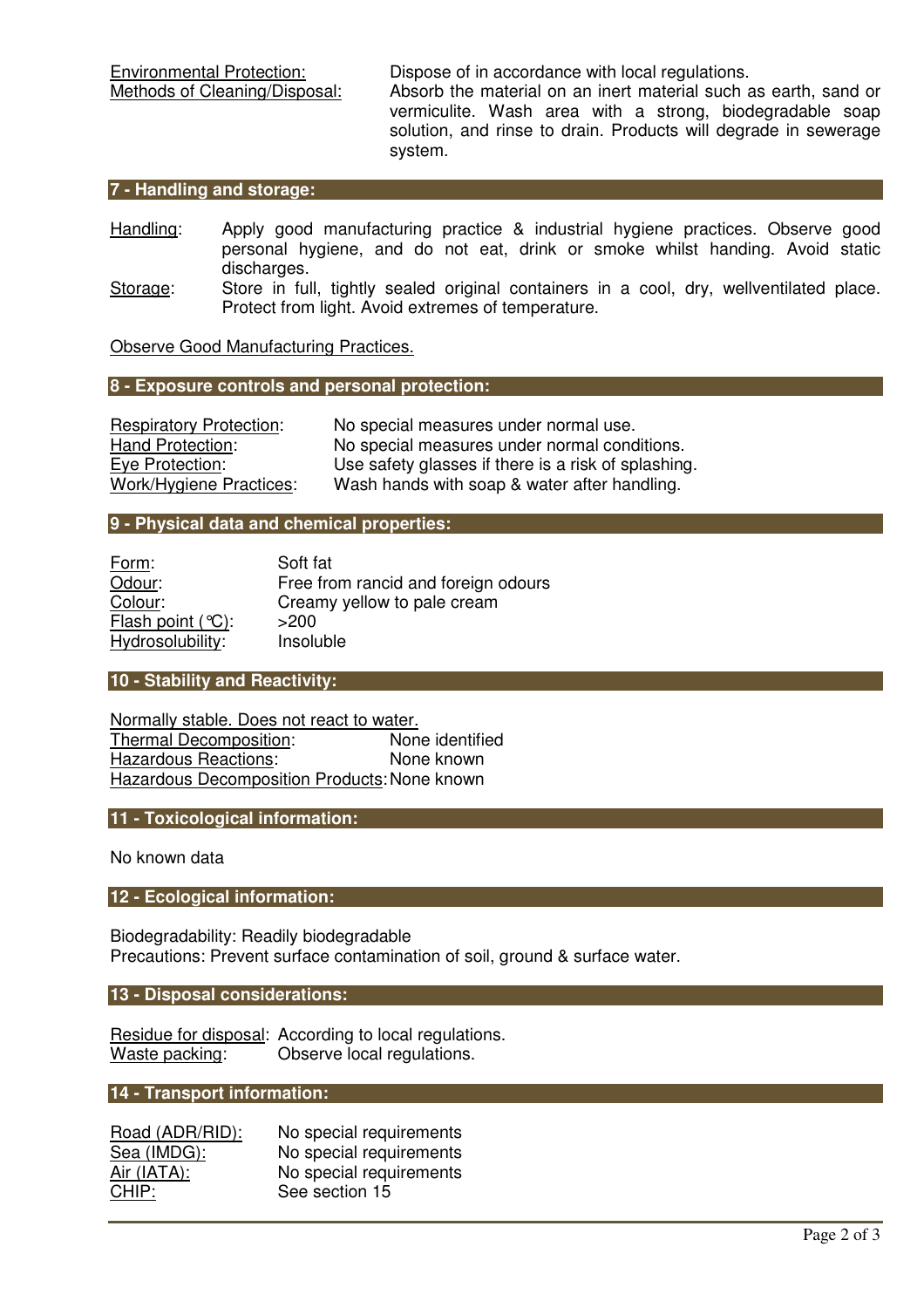Environmental Protection: Dispose of in accordance with local regulations.
Methods of Cleaning/Disposal: Absorb the material on an inert material such as earth, sand or vermiculite. Wash area with a strong, biodegradable soap solution, and rinse to drain. Products will degrade in sewerage system.

## 7 - Handling and storage:

Handling: Apply good manufacturing practice & industrial hygiene practices. Observe good personal hygiene, and do not eat, drink or smoke whilst handing. Avoid static discharges.
Storage: Store in full, tightly sealed original containers in a cool, dry, wellventilated place. Protect from light. Avoid extremes of temperature.

Observe Good Manufacturing Practices.

## 8 - Exposure controls and personal protection:

Respiratory Protection: No special measures under normal use.
Hand Protection: No special measures under normal conditions.
Eye Protection: Use safety glasses if there is a risk of splashing.
Work/Hygiene Practices: Wash hands with soap & water after handling.

## 9 - Physical data and chemical properties:

Form: Soft fat
Odour: Free from rancid and foreign odours
Colour: Creamy yellow to pale cream
Flash point (°C): >200
Hydrosolubility: Insoluble

## 10 - Stability and Reactivity:

Normally stable. Does not react to water.
Thermal Decomposition: None identified
Hazardous Reactions: None known
Hazardous Decomposition Products: None known

## 11 - Toxicological information:

No known data

## 12 - Ecological information:

Biodegradability: Readily biodegradable
Precautions: Prevent surface contamination of soil, ground & surface water.

## 13 - Disposal considerations:

Residue for disposal: According to local regulations.
Waste packing: Observe local regulations.

## 14 - Transport information:

Road (ADR/RID): No special requirements
Sea (IMDG): No special requirements
Air (IATA): No special requirements
CHIP: See section 15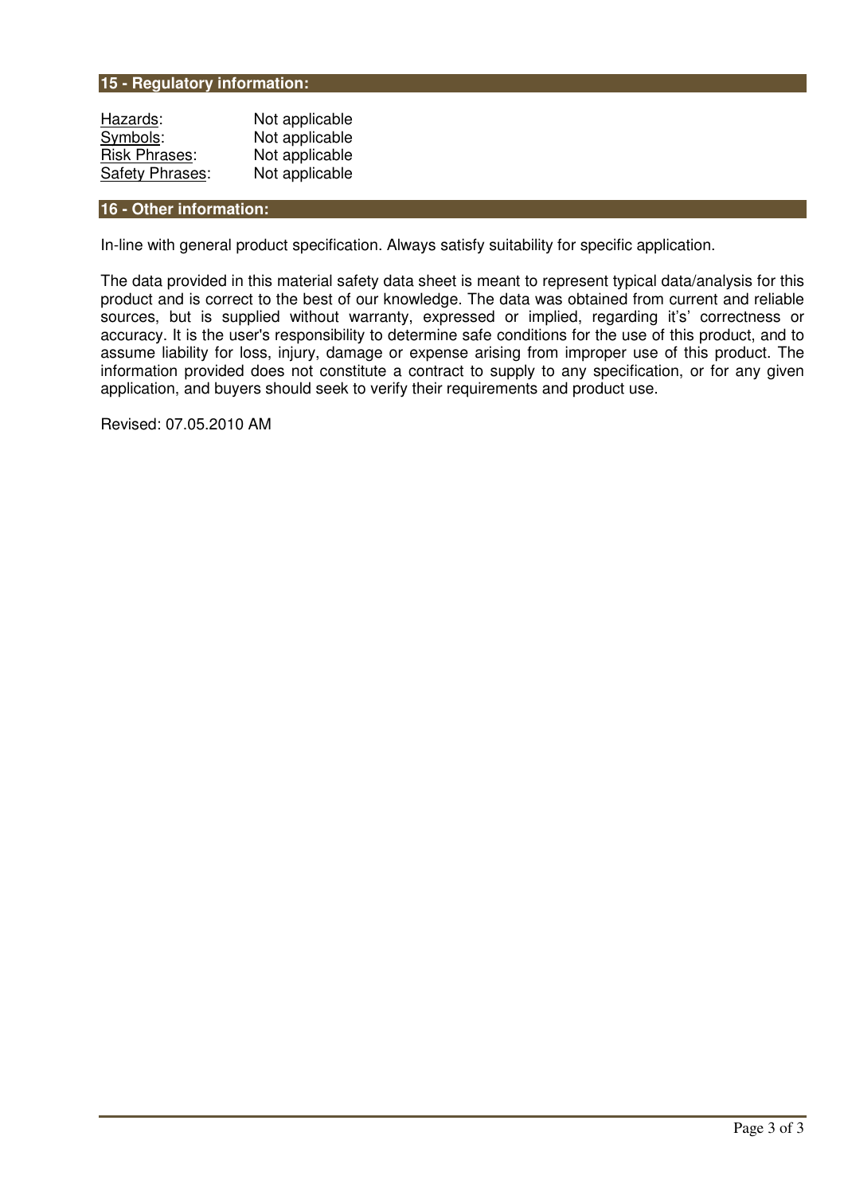## 15 - Regulatory information:

| | |
|---|---|
| Hazards: | Not applicable |
| Symbols: | Not applicable |
| Risk Phrases: | Not applicable |
| Safety Phrases: | Not applicable |

## 16 - Other information:

In-line with general product specification. Always satisfy suitability for specific application.

The data provided in this material safety data sheet is meant to represent typical data/analysis for this product and is correct to the best of our knowledge. The data was obtained from current and reliable sources, but is supplied without warranty, expressed or implied, regarding it's' correctness or accuracy. It is the user's responsibility to determine safe conditions for the use of this product, and to assume liability for loss, injury, damage or expense arising from improper use of this product. The information provided does not constitute a contract to supply to any specification, or for any given application, and buyers should seek to verify their requirements and product use.

Revised: 07.05.2010 AM